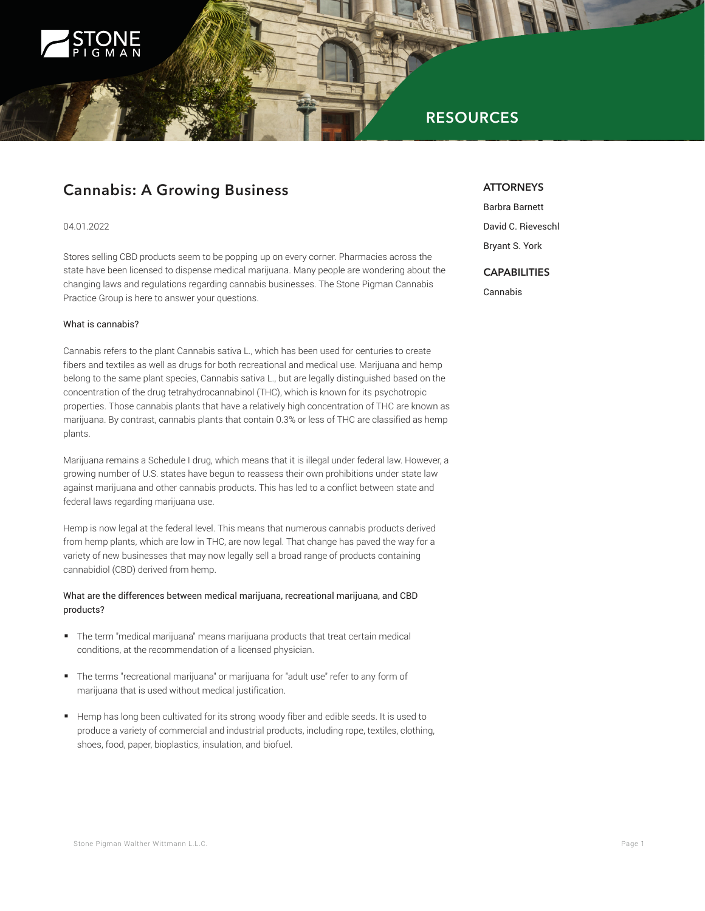STONE PIGMAN

RESOURCES

# Cannabis: A Growing Business

04.01.2022

Stores selling CBD products seem to be popping up on every corner. Pharmacies across the state have been licensed to dispense medical marijuana. Many people are wondering about the changing laws and regulations regarding cannabis businesses. The Stone Pigman Cannabis Practice Group is here to answer your questions.

## What is cannabis?

Cannabis refers to the plant Cannabis sativa L., which has been used for centuries to create fibers and textiles as well as drugs for both recreational and medical use. Marijuana and hemp belong to the same plant species, Cannabis sativa L., but are legally distinguished based on the concentration of the drug tetrahydrocannabinol (THC), which is known for its psychotropic properties. Those cannabis plants that have a relatively high concentration of THC are known as marijuana. By contrast, cannabis plants that contain 0.3% or less of THC are classified as hemp plants.

Marijuana remains a Schedule I drug, which means that it is illegal under federal law. However, a growing number of U.S. states have begun to reassess their own prohibitions under state law against marijuana and other cannabis products. This has led to a conflict between state and federal laws regarding marijuana use.

Hemp is now legal at the federal level. This means that numerous cannabis products derived from hemp plants, which are low in THC, are now legal. That change has paved the way for a variety of new businesses that may now legally sell a broad range of products containing cannabidiol (CBD) derived from hemp.

## What are the differences between medical marijuana, recreational marijuana, and CBD products?

- The term "medical marijuana" means marijuana products that treat certain medical conditions, at the recommendation of a licensed physician.
- The terms "recreational marijuana" or marijuana for "adult use" refer to any form of marijuana that is used without medical justification.
- Hemp has long been cultivated for its strong woody fiber and edible seeds. It is used to produce a variety of commercial and industrial products, including rope, textiles, clothing, shoes, food, paper, bioplastics, insulation, and biofuel.

## ATTORNEYS

Barbra Barnett

David C. Rieveschl

Bryant S. York

## CAPABILITIES

Cannabis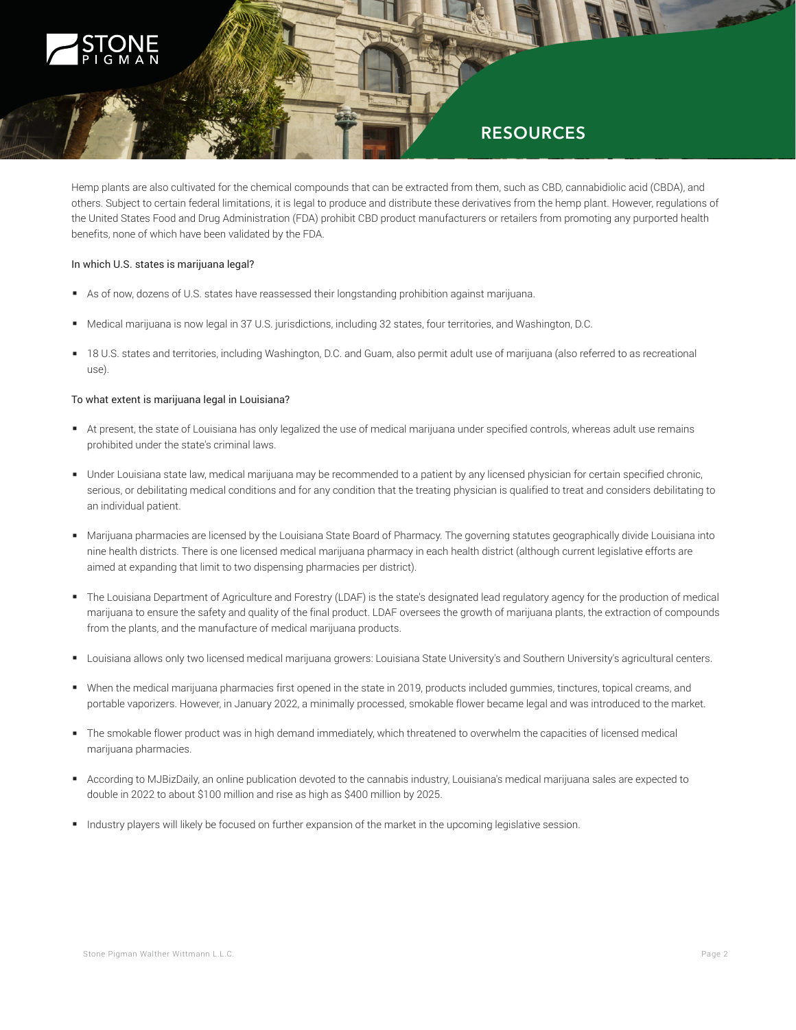Hemp plants are also cultivated for the chemical compounds that can be extracted from them, such as CBD, cannabidiolic acid (CBDA), and others. Subject to certain federal limitations, it is legal to produce and distribute these derivatives from the hemp plant. However, regulations of the United States Food and Drug Administration (FDA) prohibit CBD product manufacturers or retailers from promoting any purported health benefits, none of which have been validated by the FDA.

In which U.S. states is marijuana legal?

- As of now, dozens of U.S. states have reassessed their longstanding prohibition against marijuana.
- Medical marijuana is now legal in 37 U.S. jurisdictions, including 32 states, four territories, and Washington, D.C.
- 18 U.S. states and territories, including Washington, D.C. and Guam, also permit adult use of marijuana (also referred to as recreational use).

To what extent is marijuana legal in Louisiana?

- At present, the state of Louisiana has only legalized the use of medical marijuana under specified controls, whereas adult use remains prohibited under the state's criminal laws.
- Under Louisiana state law, medical marijuana may be recommended to a patient by any licensed physician for certain specified chronic, serious, or debilitating medical conditions and for any condition that the treating physician is qualified to treat and considers debilitating to an individual patient.
- Marijuana pharmacies are licensed by the Louisiana State Board of Pharmacy. The governing statutes geographically divide Louisiana into nine health districts. There is one licensed medical marijuana pharmacy in each health district (although current legislative efforts are aimed at expanding that limit to two dispensing pharmacies per district).
- The Louisiana Department of Agriculture and Forestry (LDAF) is the state's designated lead regulatory agency for the production of medical marijuana to ensure the safety and quality of the final product. LDAF oversees the growth of marijuana plants, the extraction of compounds from the plants, and the manufacture of medical marijuana products.
- Louisiana allows only two licensed medical marijuana growers: Louisiana State University's and Southern University's agricultural centers.
- When the medical marijuana pharmacies first opened in the state in 2019, products included gummies, tinctures, topical creams, and portable vaporizers. However, in January 2022, a minimally processed, smokable flower became legal and was introduced to the market.
- The smokable flower product was in high demand immediately, which threatened to overwhelm the capacities of licensed medical marijuana pharmacies.
- According to MJBizDaily, an online publication devoted to the cannabis industry, Louisiana's medical marijuana sales are expected to double in 2022 to about $100 million and rise as high as $400 million by 2025.
- Industry players will likely be focused on further expansion of the market in the upcoming legislative session.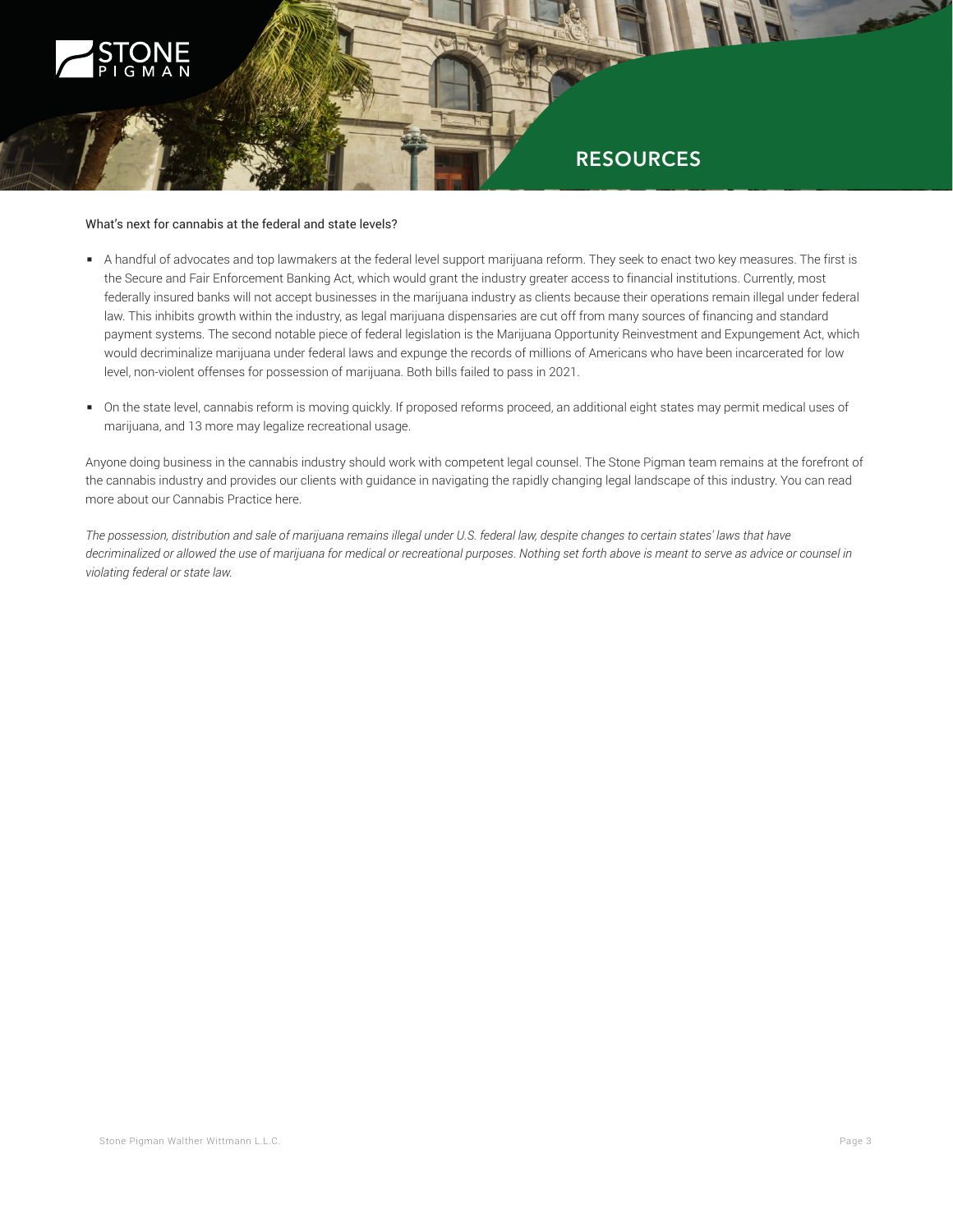What's next for cannabis at the federal and state levels?

- A handful of advocates and top lawmakers at the federal level support marijuana reform. They seek to enact two key measures. The first is the Secure and Fair Enforcement Banking Act, which would grant the industry greater access to financial institutions. Currently, most federally insured banks will not accept businesses in the marijuana industry as clients because their operations remain illegal under federal law. This inhibits growth within the industry, as legal marijuana dispensaries are cut off from many sources of financing and standard payment systems. The second notable piece of federal legislation is the Marijuana Opportunity Reinvestment and Expungement Act, which would decriminalize marijuana under federal laws and expunge the records of millions of Americans who have been incarcerated for low level, non-violent offenses for possession of marijuana. Both bills failed to pass in 2021.
- On the state level, cannabis reform is moving quickly. If proposed reforms proceed, an additional eight states may permit medical uses of marijuana, and 13 more may legalize recreational usage.

Anyone doing business in the cannabis industry should work with competent legal counsel. The Stone Pigman team remains at the forefront of the cannabis industry and provides our clients with guidance in navigating the rapidly changing legal landscape of this industry. You can read more about our Cannabis Practice here.

*The possession, distribution and sale of marijuana remains illegal under U.S. federal law, despite changes to certain states' laws that have decriminalized or allowed the use of marijuana for medical or recreational purposes. Nothing set forth above is meant to serve as advice or counsel in violating federal or state law.*